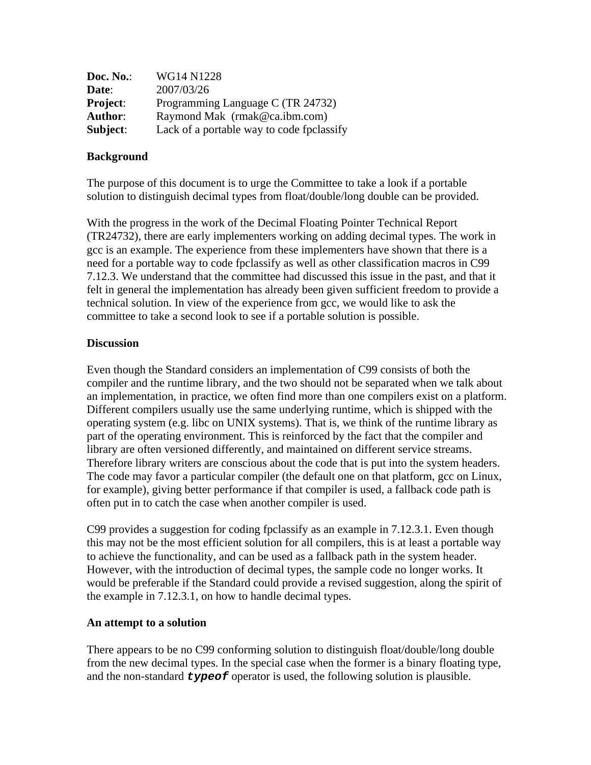**Doc. No.**: WG14 N1228
**Date**: 2007/03/26
**Project**: Programming Language C (TR 24732)
**Author**: Raymond Mak (rmak@ca.ibm.com)
**Subject**: Lack of a portable way to code fpclassify

## Background

The purpose of this document is to urge the Committee to take a look if a portable solution to distinguish decimal types from float/double/long double can be provided.

With the progress in the work of the Decimal Floating Pointer Technical Report (TR24732), there are early implementers working on adding decimal types. The work in gcc is an example. The experience from these implementers have shown that there is a need for a portable way to code fpclassify as well as other classification macros in C99 7.12.3. We understand that the committee had discussed this issue in the past, and that it felt in general the implementation has already been given sufficient freedom to provide a technical solution. In view of the experience from gcc, we would like to ask the committee to take a second look to see if a portable solution is possible.

## Discussion

Even though the Standard considers an implementation of C99 consists of both the compiler and the runtime library, and the two should not be separated when we talk about an implementation, in practice, we often find more than one compilers exist on a platform. Different compilers usually use the same underlying runtime, which is shipped with the operating system (e.g. libc on UNIX systems). That is, we think of the runtime library as part of the operating environment. This is reinforced by the fact that the compiler and library are often versioned differently, and maintained on different service streams. Therefore library writers are conscious about the code that is put into the system headers. The code may favor a particular compiler (the default one on that platform, gcc on Linux, for example), giving better performance if that compiler is used, a fallback code path is often put in to catch the case when another compiler is used.

C99 provides a suggestion for coding fpclassify as an example in 7.12.3.1. Even though this may not be the most efficient solution for all compilers, this is at least a portable way to achieve the functionality, and can be used as a fallback path in the system header. However, with the introduction of decimal types, the sample code no longer works. It would be preferable if the Standard could provide a revised suggestion, along the spirit of the example in 7.12.3.1, on how to handle decimal types.

## An attempt to a solution

There appears to be no C99 conforming solution to distinguish float/double/long double from the new decimal types. In the special case when the former is a binary floating type, and the non-standard ***`typeof`*** operator is used, the following solution is plausible.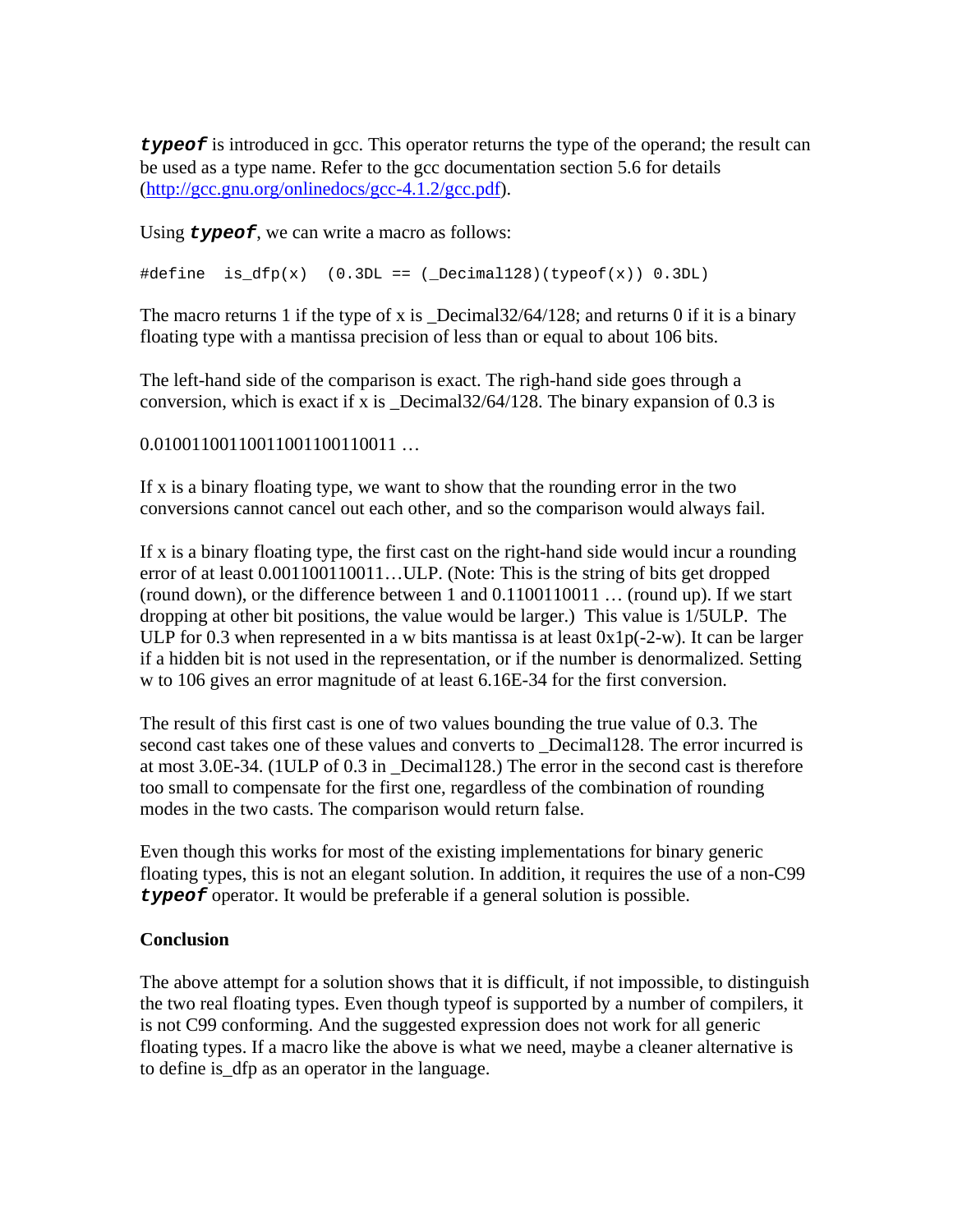***typeof*** is introduced in gcc. This operator returns the type of the operand; the result can be used as a type name. Refer to the gcc documentation section 5.6 for details (http://gcc.gnu.org/onlinedocs/gcc-4.1.2/gcc.pdf).

Using ***typeof***, we can write a macro as follows:

```
#define  is_dfp(x)  (0.3DL == (_Decimal128)(typeof(x)) 0.3DL)
```

The macro returns 1 if the type of x is _Decimal32/64/128; and returns 0 if it is a binary floating type with a mantissa precision of less than or equal to about 106 bits.

The left-hand side of the comparison is exact. The righ-hand side goes through a conversion, which is exact if x is _Decimal32/64/128. The binary expansion of 0.3 is

0.010011001100110011001100110011 …

If x is a binary floating type, we want to show that the rounding error in the two conversions cannot cancel out each other, and so the comparison would always fail.

If x is a binary floating type, the first cast on the right-hand side would incur a rounding error of at least 0.001100110011…ULP. (Note: This is the string of bits get dropped (round down), or the difference between 1 and 0.1100110011 … (round up). If we start dropping at other bit positions, the value would be larger.) This value is 1/5ULP. The ULP for 0.3 when represented in a w bits mantissa is at least 0x1p(-2-w). It can be larger if a hidden bit is not used in the representation, or if the number is denormalized. Setting w to 106 gives an error magnitude of at least 6.16E-34 for the first conversion.

The result of this first cast is one of two values bounding the true value of 0.3. The second cast takes one of these values and converts to _Decimal128. The error incurred is at most 3.0E-34. (1ULP of 0.3 in _Decimal128.) The error in the second cast is therefore too small to compensate for the first one, regardless of the combination of rounding modes in the two casts. The comparison would return false.

Even though this works for most of the existing implementations for binary generic floating types, this is not an elegant solution. In addition, it requires the use of a non-C99 ***typeof*** operator. It would be preferable if a general solution is possible.

**Conclusion**

The above attempt for a solution shows that it is difficult, if not impossible, to distinguish the two real floating types. Even though typeof is supported by a number of compilers, it is not C99 conforming. And the suggested expression does not work for all generic floating types. If a macro like the above is what we need, maybe a cleaner alternative is to define is_dfp as an operator in the language.